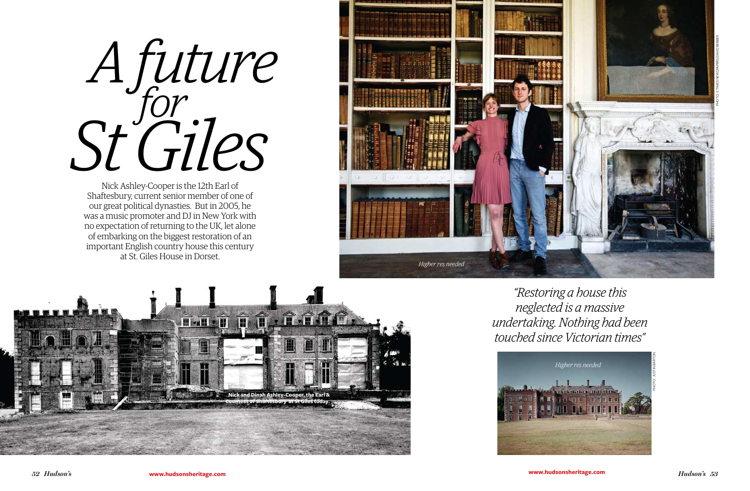# *A future for St Giles*

Nick Ashley-Cooper is the 12th Earl of Shaftesbury, current senior member of one of our great political dynasties. But in 2005, he was a music promoter and DJ in New York with no expectation of returning to the UK, let alone of embarking on the biggest restoration of an important English country house this century at St. Giles House in Dorset.

*Higher res needed*

PHOTO: © TIMES NEWSPAPERS/DAVID BEBBER

**Nick and Dinah Ashley-Cooper, the Earl & Countess of Shaftesbury at St Giles today.**

*"Restoring a house this neglected is a massive undertaking. Nothing had been touched since Victorian times"*

*Higher res needed*

PHOTO: JUSTIN BARTON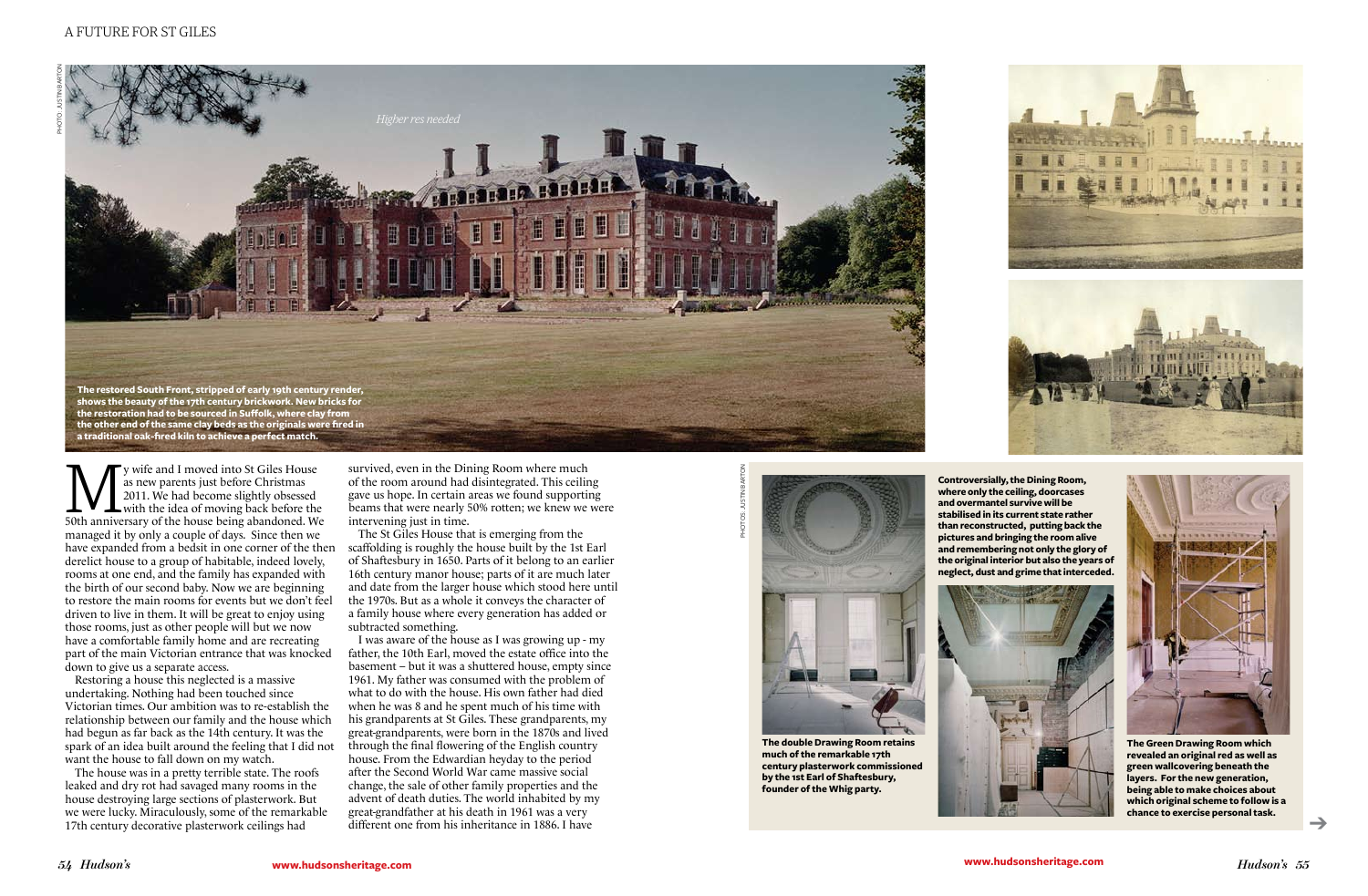*Higher res needed*

The restored South Front, stripped of early 19th century render, shows the beauty of the 17th century brickwork. New bricks for the restoration had to be sourced in Suffolk, where clay from the other end of the same clay beds as the originals were fired in a traditional oak-fired kiln to achieve a perfect match.

My wife and I moved into St Giles House as new parents just before Christmas 2011. We had become slightly obsessed with the idea of moving back before the 50th anniversary of the house being abandoned. We managed it by only a couple of days. Since then we have expanded from a bedsit in one corner of the then derelict house to a group of habitable, indeed lovely, rooms at one end, and the family has expanded with the birth of our second baby. Now we are beginning to restore the main rooms for events but we don't feel driven to live in them. It will be great to enjoy using those rooms, just as other people will but we now have a comfortable family home and are recreating part of the main Victorian entrance that was knocked down to give us a separate access.

Restoring a house this neglected is a massive undertaking. Nothing had been touched since Victorian times. Our ambition was to re-establish the relationship between our family and the house which had begun as far back as the 14th century. It was the spark of an idea built around the feeling that I did not want the house to fall down on my watch.

The house was in a pretty terrible state. The roofs leaked and dry rot had savaged many rooms in the house destroying large sections of plasterwork. But we were lucky. Miraculously, some of the remarkable 17th century decorative plasterwork ceilings had survived, even in the Dining Room where much of the room around had disintegrated. This ceiling gave us hope. In certain areas we found supporting beams that were nearly 50% rotten; we knew we were intervening just in time.

The St Giles House that is emerging from the scaffolding is roughly the house built by the 1st Earl of Shaftesbury in 1650. Parts of it belong to an earlier 16th century manor house; parts of it are much later and date from the larger house which stood here until the 1970s. But as a whole it conveys the character of a family house where every generation has added or subtracted something.

I was aware of the house as I was growing up - my father, the 10th Earl, moved the estate office into the basement – but it was a shuttered house, empty since 1961. My father was consumed with the problem of what to do with the house. His own father had died when he was 8 and he spent much of his time with his grandparents at St Giles. These grandparents, my great-grandparents, were born in the 1870s and lived through the final flowering of the English country house. From the Edwardian heyday to the period after the Second World War came massive social change, the sale of other family properties and the advent of death duties. The world inhabited by my great-grandfather at his death in 1961 was a very different one from his inheritance in 1886. I have

**The double Drawing Room retains much of the remarkable 17th century plasterwork commissioned by the 1st Earl of Shaftesbury, founder of the Whig party.**

**Controversially, the Dining Room, where only the ceiling, doorcases and overmantel survive will be stabilised in its current state rather than reconstructed, putting back the pictures and bringing the room alive and remembering not only the glory of the original interior but also the years of neglect, dust and grime that interceded.**

**The Green Drawing Room which revealed an original red as well as green wallcovering beneath the layers. For the new generation, being able to make choices about which original scheme to follow is a chance to exercise personal task.**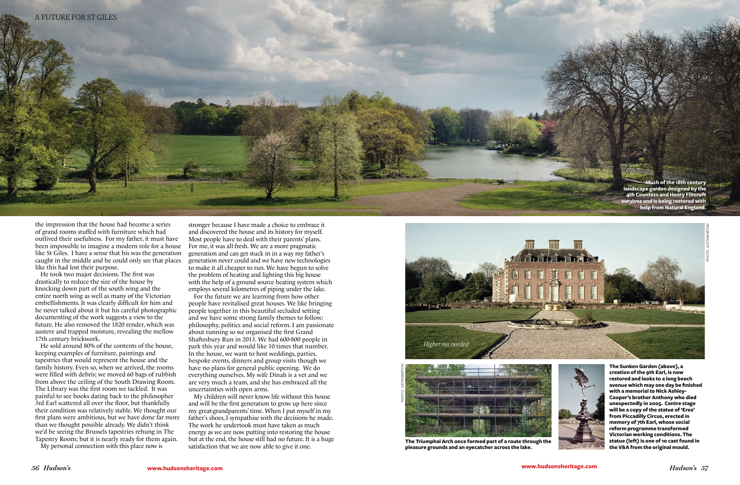Much of the 18th century landscape garden designed by the 4th Countess and Henry Flitcroft survives and is being restored with help from Natural England.

the impression that the house had become a series of grand rooms stuffed with furniture which had outlived their usefulness. For my father, it must have been impossible to imagine a modern role for a house like St Giles. I have a sense that his was the generation caught in the middle and he could only see that places like this had lost their purpose.

He took two major decisions. The first was drastically to reduce the size of the house by knocking down part of the south wing and the entire north wing as well as many of the Victorian embellishments. It was clearly difficult for him and he never talked about it but his careful photographic documenting of the work suggests a view to the future. He also removed the 1820 render, which was austere and trapped moisture, revealing the mellow 17th century brickwork.

He sold around 80% of the contents of the house, keeping examples of furniture, paintings and tapestries that would represent the house and the family history. Even so, when we arrived, the rooms were filled with debris; we moved 60 bags of rubbish from above the ceiling of the South Drawing Room. The Library was the first room we tackled. It was painful to see books dating back to the philosopher 3rd Earl scattered all over the floor, but thankfully their condition was relatively stable. We thought our first plans were ambitious, but we have done far more than we thought possible already. We didn't think we'd be seeing the Brussels tapestries rehung in The Tapestry Room; but it is nearly ready for them again.

My personal connection with this place now is stronger because I have made a choice to embrace it and discovered the house and its history for myself. Most people have to deal with their parents' plans. For me, it was all fresh. We are a more pragmatic generation and can get stuck in in a way my father's generation never could and we have new technologies to make it all cheaper to run. We have begun to solve the problem of heating and lighting this big house with the help of a ground source heating system which employs several kilometres of piping under the lake.

For the future we are learning from how other people have revitalised great houses. We like bringing people together in this beautiful secluded setting and we have some strong family themes to follow: philosophy, politics and social reform. I am passionate about running so we organised the first Grand Shaftesbury Run in 2013. We had 600-800 people in park this year and would like 10 times that number. In the house, we want to host weddings, parties, bespoke events, dinners and group visits though we have no plans for general public opening. We do everything ourselves. My wife Dinah is a vet and we are very much a team, and she has embraced all the uncertainties with open arms.

My children will never know life without this house and will be the first generation to grow up here since my great-grandparents' time. When I put myself in my father's shoes, I sympathise with the decisions he made. The work he undertook must have taken as much energy as we are now putting into restoring the house but at the end, the house still had no future. It is a huge satisfaction that we are now able to give it one.

*Higher res needed*

PHOTO: JUSTIN BARTON

The Triumphal Arch once formed part of a route through the pleasure grounds and an eyecatcher across the lake.

**The Sunken Garden (above), a creation of the 9th Earl, is now restored and looks to a long beech avenue which may one day be finished with a memorial to Nick Ashley-Cooper's brother Anthony who died unexpectedly in 2005. Centre stage will be a copy of the statue of 'Eros' from Piccadilly Circus, erected in memory of 7th Earl, whose social reform programme transformed Victorian working conditions. The statue (left) is one of 10 cast found in the V&A from the original mould.**